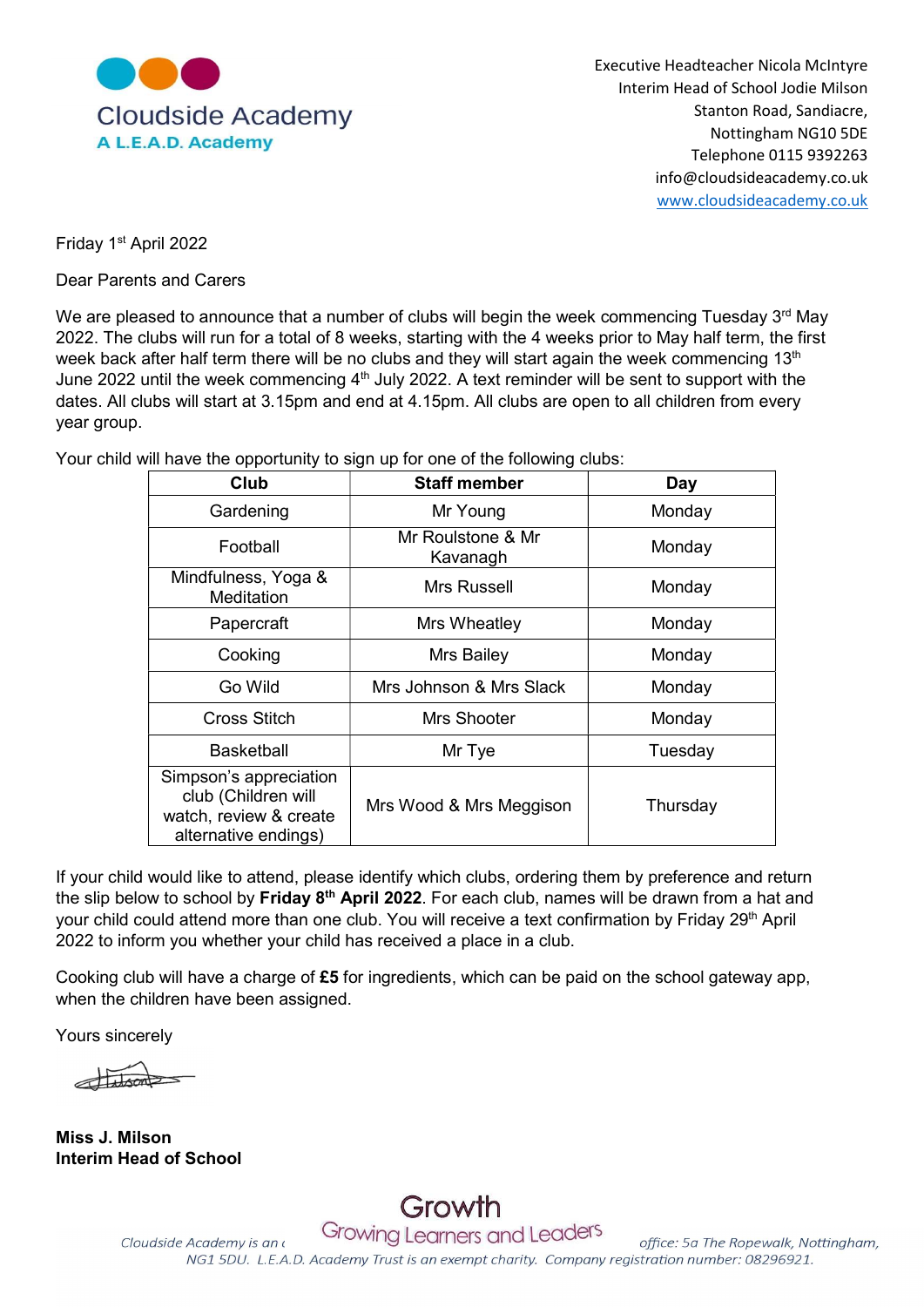Cloudside Academy
A L.E.A.D. Academy

Executive Headteacher Nicola McIntyre
Interim Head of School Jodie Milson
Stanton Road, Sandiacre,
Nottingham NG10 5DE
Telephone 0115 9392263
info@cloudsideacademy.co.uk
www.cloudsideacademy.co.uk

Friday 1st April 2022

Dear Parents and Carers

We are pleased to announce that a number of clubs will begin the week commencing Tuesday 3rd May 2022. The clubs will run for a total of 8 weeks, starting with the 4 weeks prior to May half term, the first week back after half term there will be no clubs and they will start again the week commencing 13th June 2022 until the week commencing 4th July 2022. A text reminder will be sent to support with the dates. All clubs will start at 3.15pm and end at 4.15pm. All clubs are open to all children from every year group.

Your child will have the opportunity to sign up for one of the following clubs:

| Club | Staff member | Day |
|---|---|---|
| Gardening | Mr Young | Monday |
| Football | Mr Roulstone & Mr Kavanagh | Monday |
| Mindfulness, Yoga & Meditation | Mrs Russell | Monday |
| Papercraft | Mrs Wheatley | Monday |
| Cooking | Mrs Bailey | Monday |
| Go Wild | Mrs Johnson & Mrs Slack | Monday |
| Cross Stitch | Mrs Shooter | Monday |
| Basketball | Mr Tye | Tuesday |
| Simpson's appreciation club (Children will watch, review & create alternative endings) | Mrs Wood & Mrs Meggison | Thursday |

If your child would like to attend, please identify which clubs, ordering them by preference and return the slip below to school by **Friday 8th April 2022**. For each club, names will be drawn from a hat and your child could attend more than one club. You will receive a text confirmation by Friday 29th April 2022 to inform you whether your child has received a place in a club.

Cooking club will have a charge of **£5** for ingredients, which can be paid on the school gateway app, when the children have been assigned.

Yours sincerely

**Miss J. Milson**
**Interim Head of School**

Growth
Growing Learners and Leaders

*Cloudside Academy is an ... office: 5a The Ropewalk, Nottingham, NG1 5DU. L.E.A.D. Academy Trust is an exempt charity. Company registration number: 08296921.*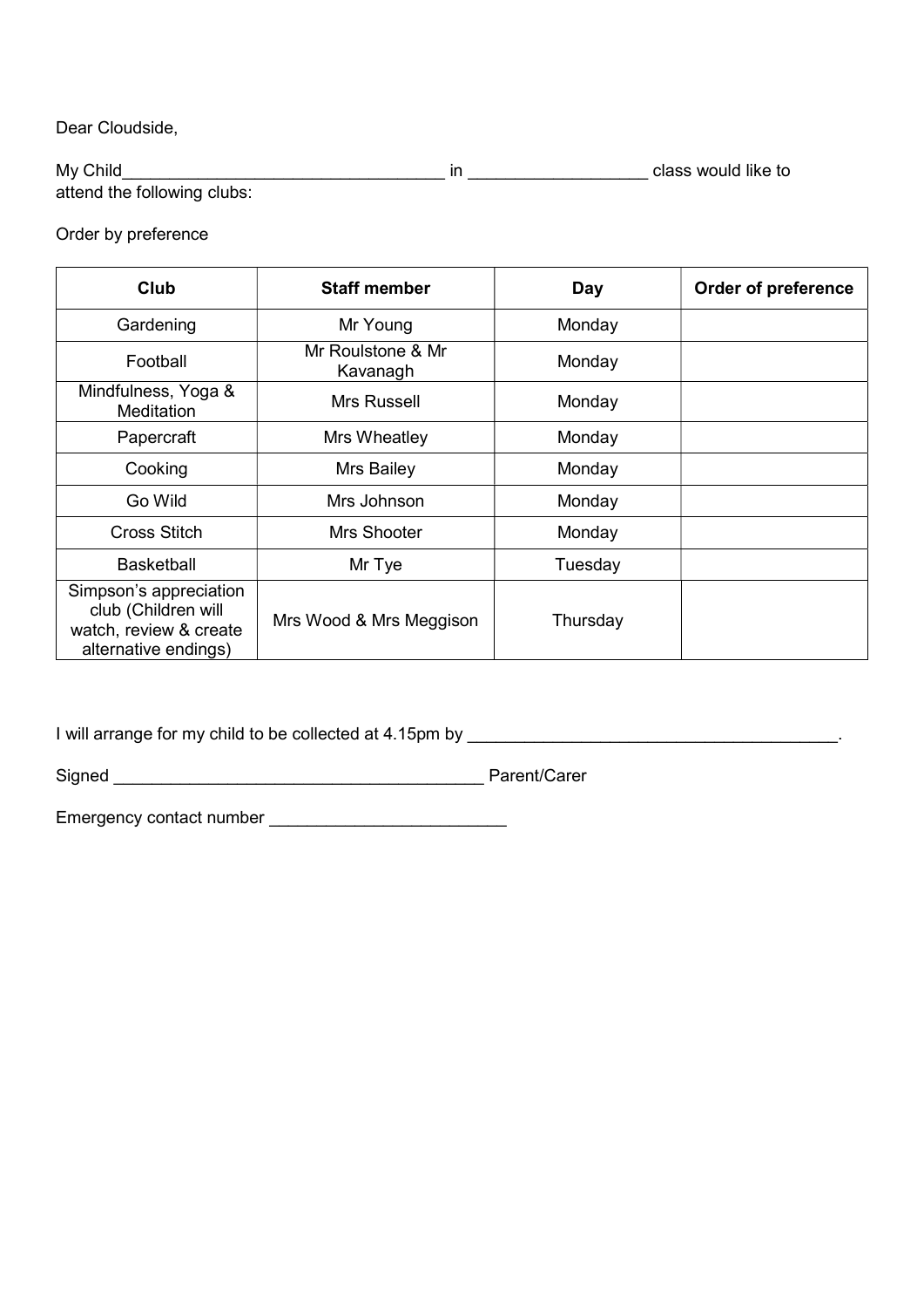Dear Cloudside,

My Child___________________________________ in __________________ class would like to attend the following clubs:

Order by preference

| Club | Staff member | Day | Order of preference |
|---|---|---|---|
| Gardening | Mr Young | Monday | |
| Football | Mr Roulstone & Mr Kavanagh | Monday | |
| Mindfulness, Yoga & Meditation | Mrs Russell | Monday | |
| Papercraft | Mrs Wheatley | Monday | |
| Cooking | Mrs Bailey | Monday | |
| Go Wild | Mrs Johnson | Monday | |
| Cross Stitch | Mrs Shooter | Monday | |
| Basketball | Mr Tye | Tuesday | |
| Simpson's appreciation club (Children will watch, review & create alternative endings) | Mrs Wood & Mrs Meggison | Thursday | |

I will arrange for my child to be collected at 4.15pm by _______________________________________.

Signed _______________________________________ Parent/Carer

Emergency contact number _________________________